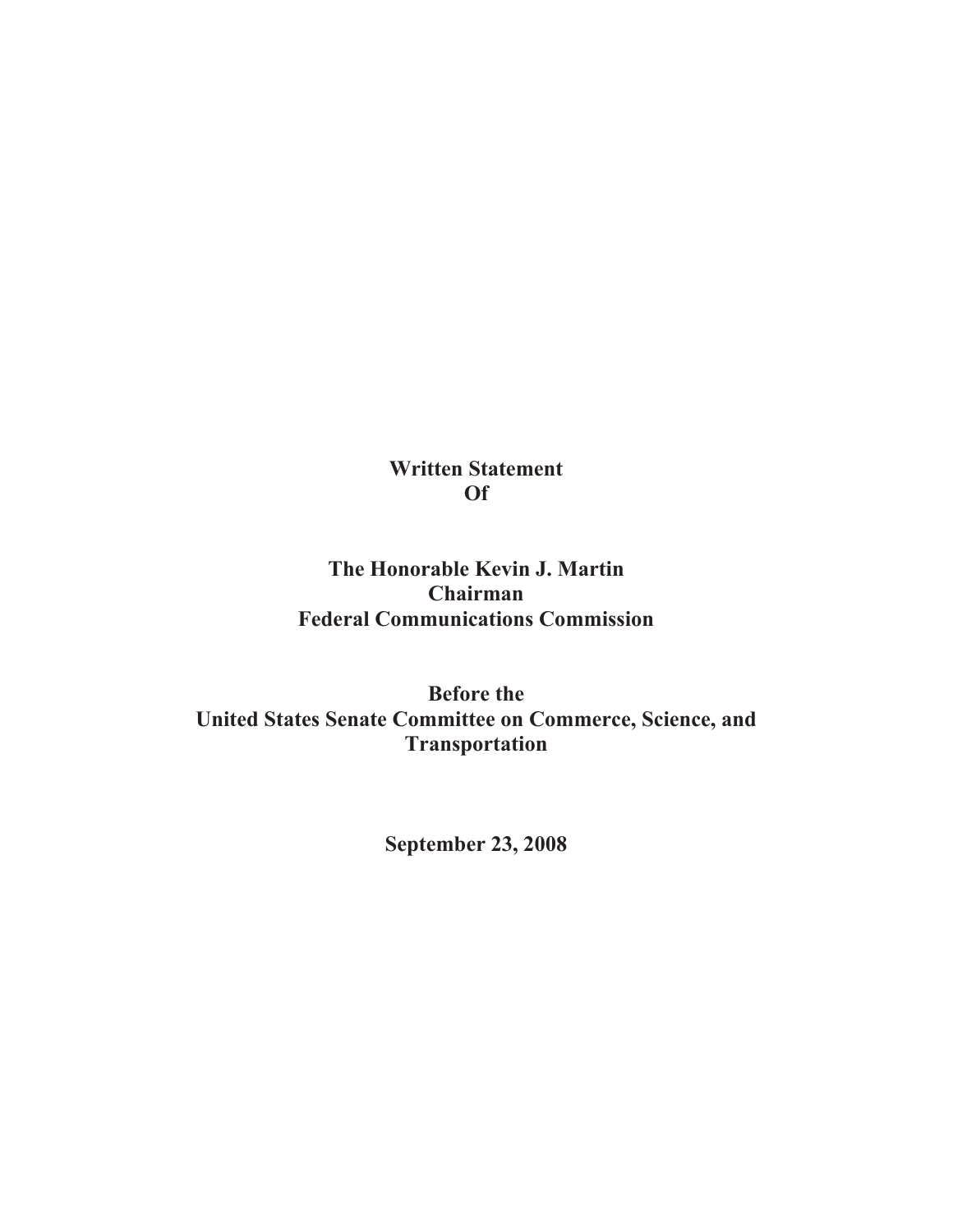**Written Statement**
**Of**

**The Honorable Kevin J. Martin**
**Chairman**
**Federal Communications Commission**

**Before the**
**United States Senate Committee on Commerce, Science, and Transportation**

**September 23, 2008**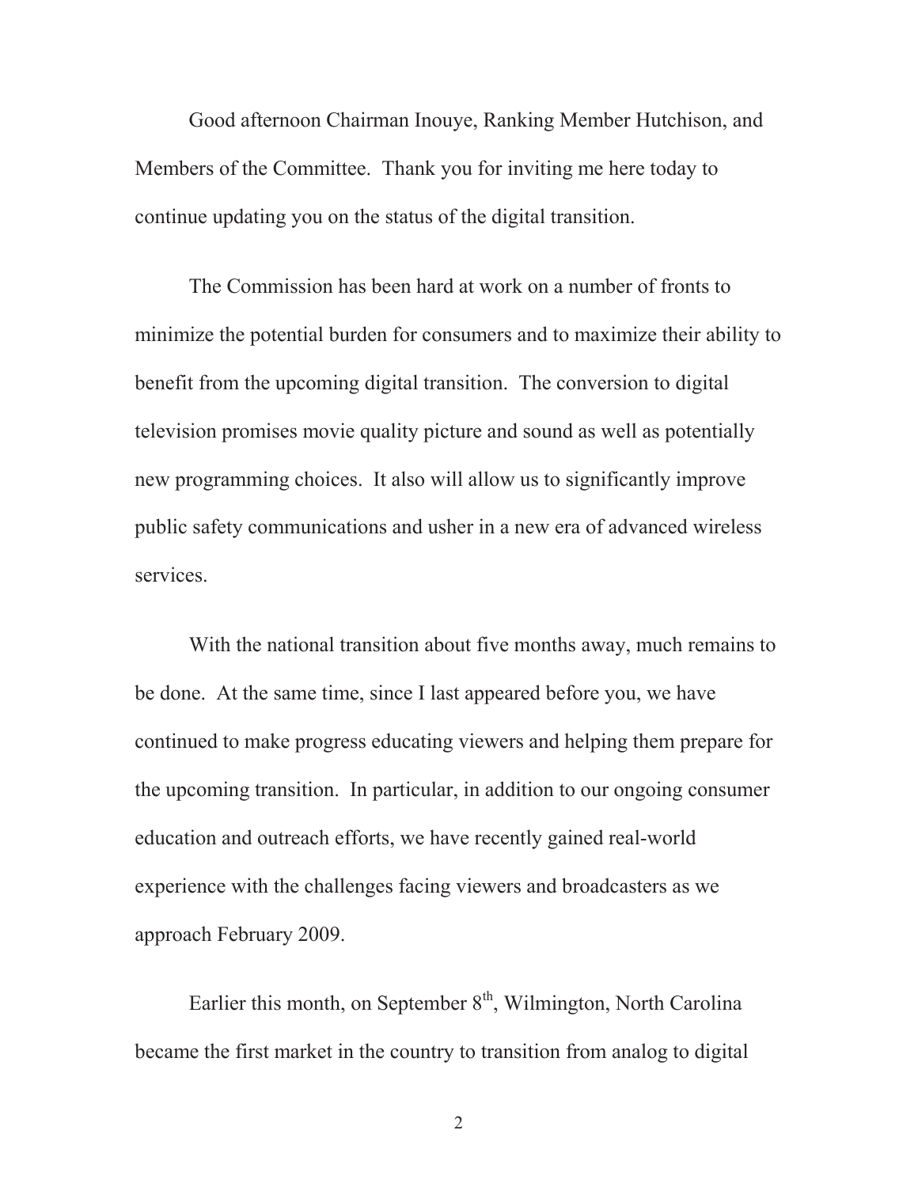Good afternoon Chairman Inouye, Ranking Member Hutchison, and Members of the Committee. Thank you for inviting me here today to continue updating you on the status of the digital transition.

The Commission has been hard at work on a number of fronts to minimize the potential burden for consumers and to maximize their ability to benefit from the upcoming digital transition. The conversion to digital television promises movie quality picture and sound as well as potentially new programming choices. It also will allow us to significantly improve public safety communications and usher in a new era of advanced wireless services.

With the national transition about five months away, much remains to be done. At the same time, since I last appeared before you, we have continued to make progress educating viewers and helping them prepare for the upcoming transition. In particular, in addition to our ongoing consumer education and outreach efforts, we have recently gained real-world experience with the challenges facing viewers and broadcasters as we approach February 2009.

Earlier this month, on September 8th, Wilmington, North Carolina became the first market in the country to transition from analog to digital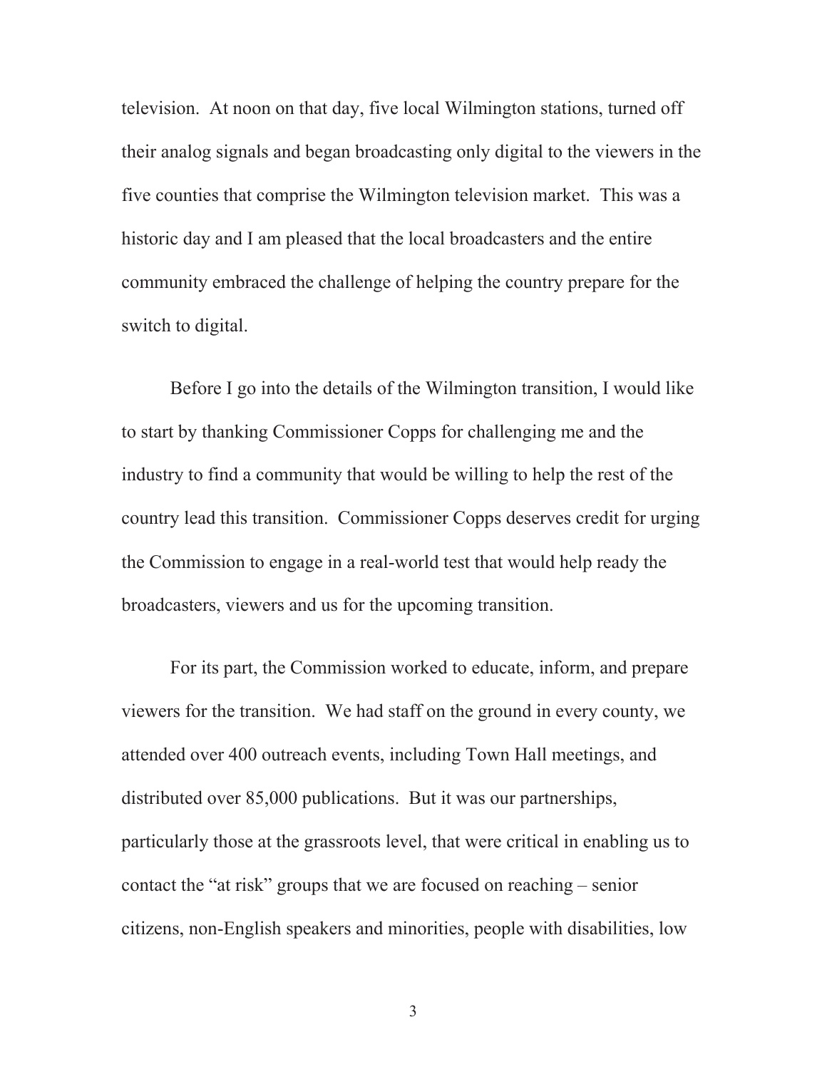television. At noon on that day, five local Wilmington stations, turned off their analog signals and began broadcasting only digital to the viewers in the five counties that comprise the Wilmington television market. This was a historic day and I am pleased that the local broadcasters and the entire community embraced the challenge of helping the country prepare for the switch to digital.

Before I go into the details of the Wilmington transition, I would like to start by thanking Commissioner Copps for challenging me and the industry to find a community that would be willing to help the rest of the country lead this transition. Commissioner Copps deserves credit for urging the Commission to engage in a real-world test that would help ready the broadcasters, viewers and us for the upcoming transition.

For its part, the Commission worked to educate, inform, and prepare viewers for the transition. We had staff on the ground in every county, we attended over 400 outreach events, including Town Hall meetings, and distributed over 85,000 publications. But it was our partnerships, particularly those at the grassroots level, that were critical in enabling us to contact the "at risk" groups that we are focused on reaching – senior citizens, non-English speakers and minorities, people with disabilities, low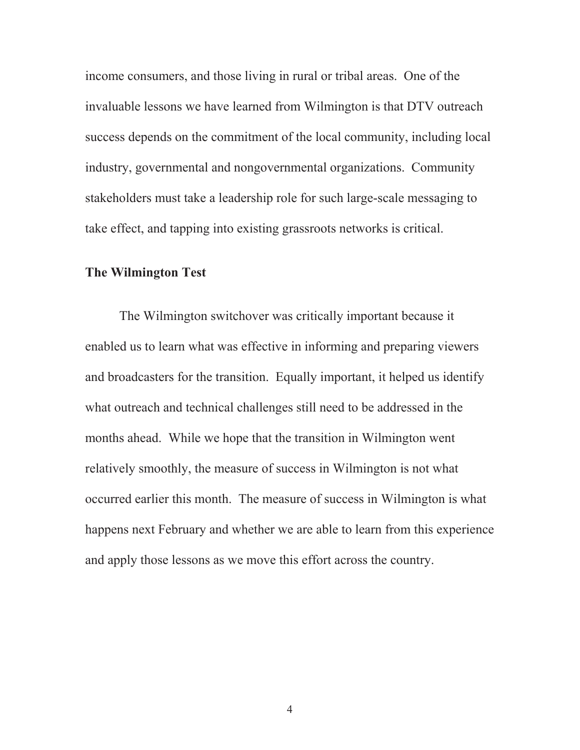income consumers, and those living in rural or tribal areas. One of the invaluable lessons we have learned from Wilmington is that DTV outreach success depends on the commitment of the local community, including local industry, governmental and nongovernmental organizations. Community stakeholders must take a leadership role for such large-scale messaging to take effect, and tapping into existing grassroots networks is critical.

**The Wilmington Test**

The Wilmington switchover was critically important because it enabled us to learn what was effective in informing and preparing viewers and broadcasters for the transition. Equally important, it helped us identify what outreach and technical challenges still need to be addressed in the months ahead. While we hope that the transition in Wilmington went relatively smoothly, the measure of success in Wilmington is not what occurred earlier this month. The measure of success in Wilmington is what happens next February and whether we are able to learn from this experience and apply those lessons as we move this effort across the country.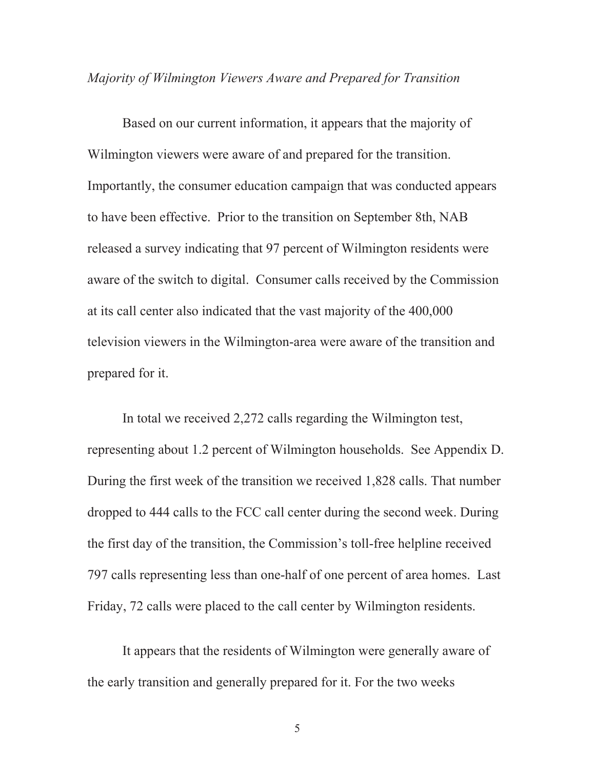*Majority of Wilmington Viewers Aware and Prepared for Transition*

Based on our current information, it appears that the majority of Wilmington viewers were aware of and prepared for the transition. Importantly, the consumer education campaign that was conducted appears to have been effective. Prior to the transition on September 8th, NAB released a survey indicating that 97 percent of Wilmington residents were aware of the switch to digital. Consumer calls received by the Commission at its call center also indicated that the vast majority of the 400,000 television viewers in the Wilmington-area were aware of the transition and prepared for it.

In total we received 2,272 calls regarding the Wilmington test, representing about 1.2 percent of Wilmington households. See Appendix D. During the first week of the transition we received 1,828 calls. That number dropped to 444 calls to the FCC call center during the second week. During the first day of the transition, the Commission's toll-free helpline received 797 calls representing less than one-half of one percent of area homes. Last Friday, 72 calls were placed to the call center by Wilmington residents.

It appears that the residents of Wilmington were generally aware of the early transition and generally prepared for it. For the two weeks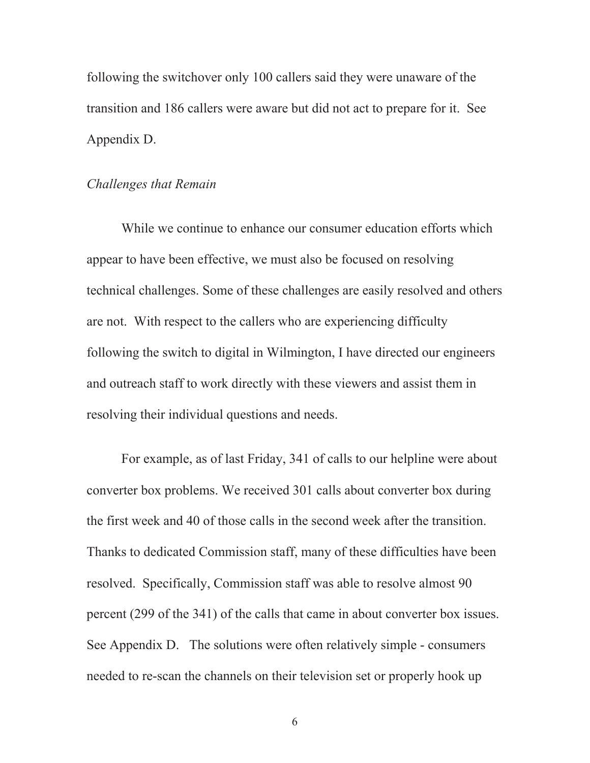following the switchover only 100 callers said they were unaware of the transition and 186 callers were aware but did not act to prepare for it. See Appendix D.

*Challenges that Remain*

While we continue to enhance our consumer education efforts which appear to have been effective, we must also be focused on resolving technical challenges. Some of these challenges are easily resolved and others are not. With respect to the callers who are experiencing difficulty following the switch to digital in Wilmington, I have directed our engineers and outreach staff to work directly with these viewers and assist them in resolving their individual questions and needs.

For example, as of last Friday, 341 of calls to our helpline were about converter box problems. We received 301 calls about converter box during the first week and 40 of those calls in the second week after the transition. Thanks to dedicated Commission staff, many of these difficulties have been resolved. Specifically, Commission staff was able to resolve almost 90 percent (299 of the 341) of the calls that came in about converter box issues. See Appendix D. The solutions were often relatively simple - consumers needed to re-scan the channels on their television set or properly hook up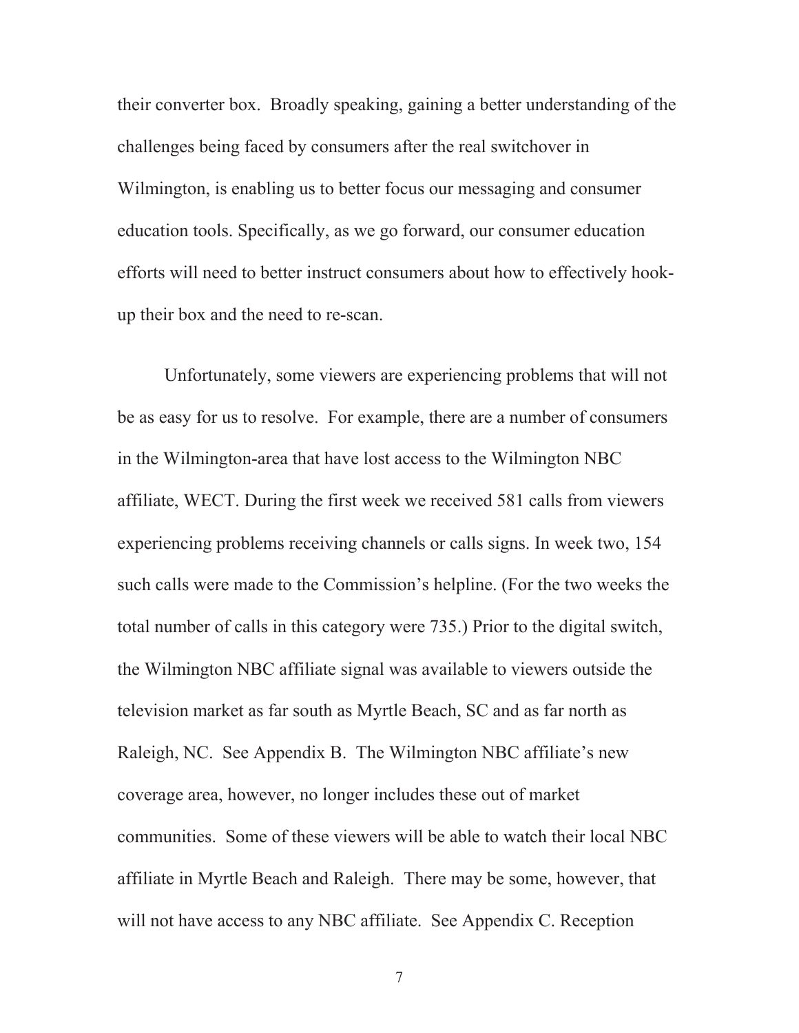their converter box. Broadly speaking, gaining a better understanding of the challenges being faced by consumers after the real switchover in Wilmington, is enabling us to better focus our messaging and consumer education tools. Specifically, as we go forward, our consumer education efforts will need to better instruct consumers about how to effectively hook-up their box and the need to re-scan.

Unfortunately, some viewers are experiencing problems that will not be as easy for us to resolve. For example, there are a number of consumers in the Wilmington-area that have lost access to the Wilmington NBC affiliate, WECT. During the first week we received 581 calls from viewers experiencing problems receiving channels or calls signs. In week two, 154 such calls were made to the Commission's helpline. (For the two weeks the total number of calls in this category were 735.) Prior to the digital switch, the Wilmington NBC affiliate signal was available to viewers outside the television market as far south as Myrtle Beach, SC and as far north as Raleigh, NC. See Appendix B. The Wilmington NBC affiliate's new coverage area, however, no longer includes these out of market communities. Some of these viewers will be able to watch their local NBC affiliate in Myrtle Beach and Raleigh. There may be some, however, that will not have access to any NBC affiliate. See Appendix C. Reception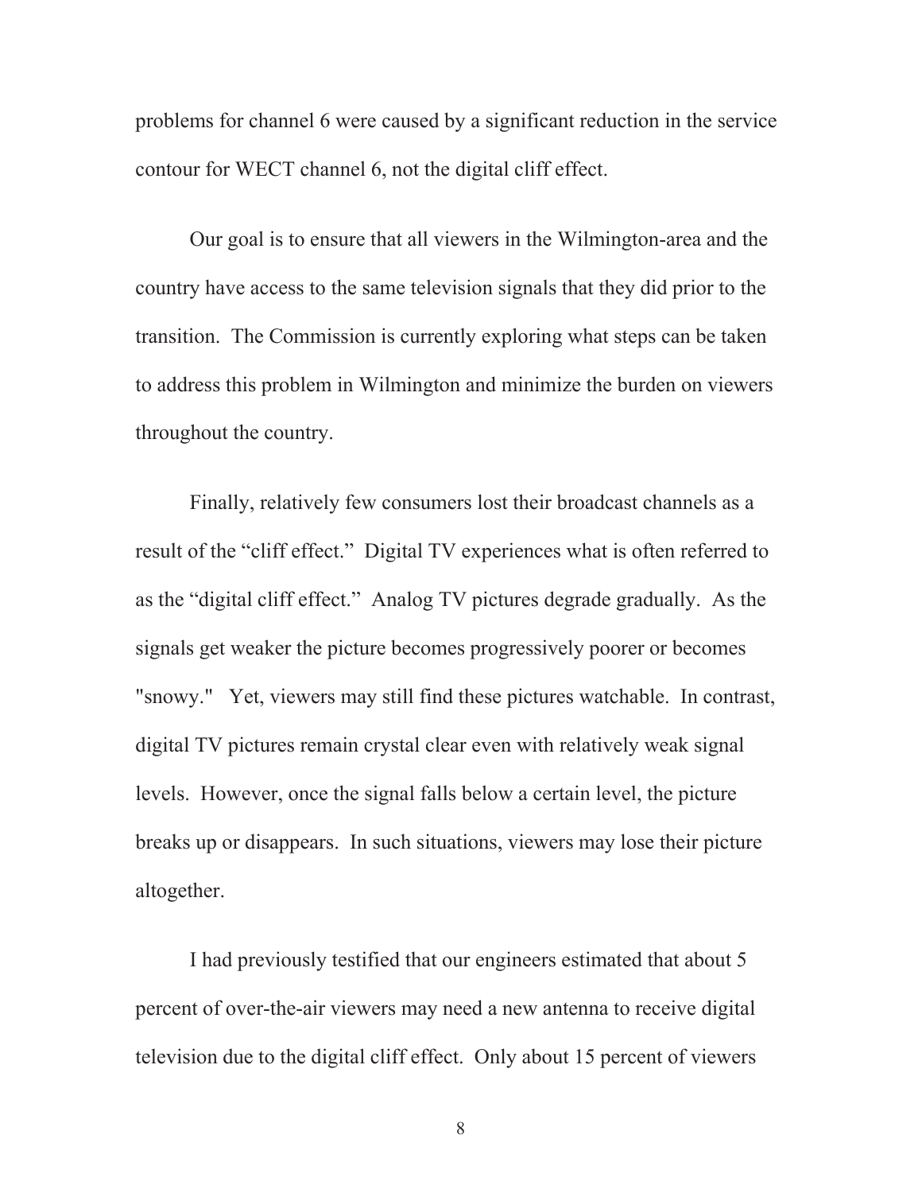problems for channel 6 were caused by a significant reduction in the service contour for WECT channel 6, not the digital cliff effect.

Our goal is to ensure that all viewers in the Wilmington-area and the country have access to the same television signals that they did prior to the transition. The Commission is currently exploring what steps can be taken to address this problem in Wilmington and minimize the burden on viewers throughout the country.

Finally, relatively few consumers lost their broadcast channels as a result of the "cliff effect." Digital TV experiences what is often referred to as the "digital cliff effect." Analog TV pictures degrade gradually. As the signals get weaker the picture becomes progressively poorer or becomes "snowy." Yet, viewers may still find these pictures watchable. In contrast, digital TV pictures remain crystal clear even with relatively weak signal levels. However, once the signal falls below a certain level, the picture breaks up or disappears. In such situations, viewers may lose their picture altogether.

I had previously testified that our engineers estimated that about 5 percent of over-the-air viewers may need a new antenna to receive digital television due to the digital cliff effect. Only about 15 percent of viewers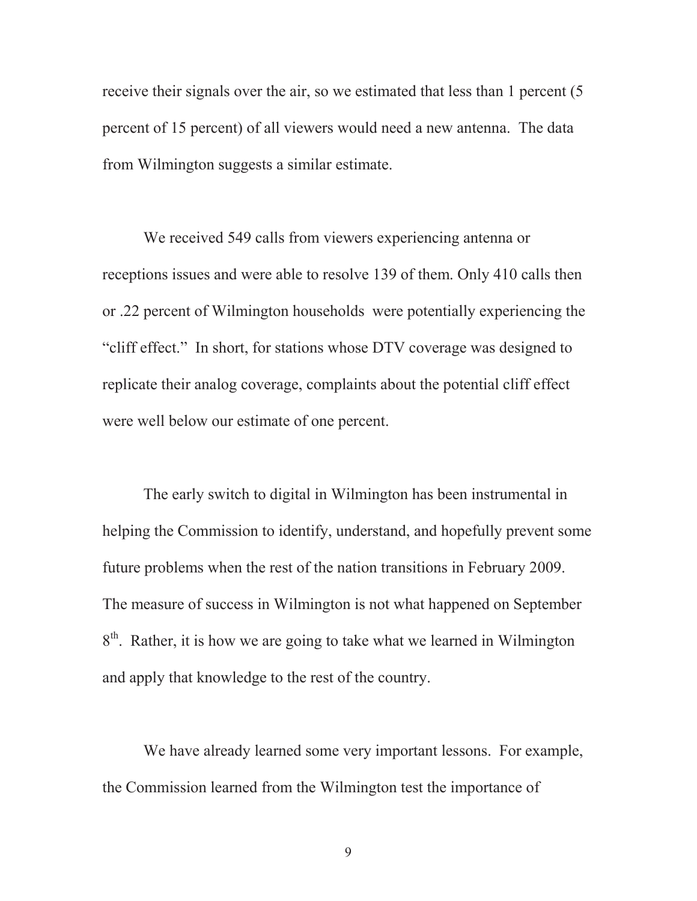receive their signals over the air, so we estimated that less than 1 percent (5 percent of 15 percent) of all viewers would need a new antenna. The data from Wilmington suggests a similar estimate.

We received 549 calls from viewers experiencing antenna or receptions issues and were able to resolve 139 of them. Only 410 calls then or .22 percent of Wilmington households were potentially experiencing the "cliff effect." In short, for stations whose DTV coverage was designed to replicate their analog coverage, complaints about the potential cliff effect were well below our estimate of one percent.

The early switch to digital in Wilmington has been instrumental in helping the Commission to identify, understand, and hopefully prevent some future problems when the rest of the nation transitions in February 2009. The measure of success in Wilmington is not what happened on September 8th. Rather, it is how we are going to take what we learned in Wilmington and apply that knowledge to the rest of the country.

We have already learned some very important lessons. For example, the Commission learned from the Wilmington test the importance of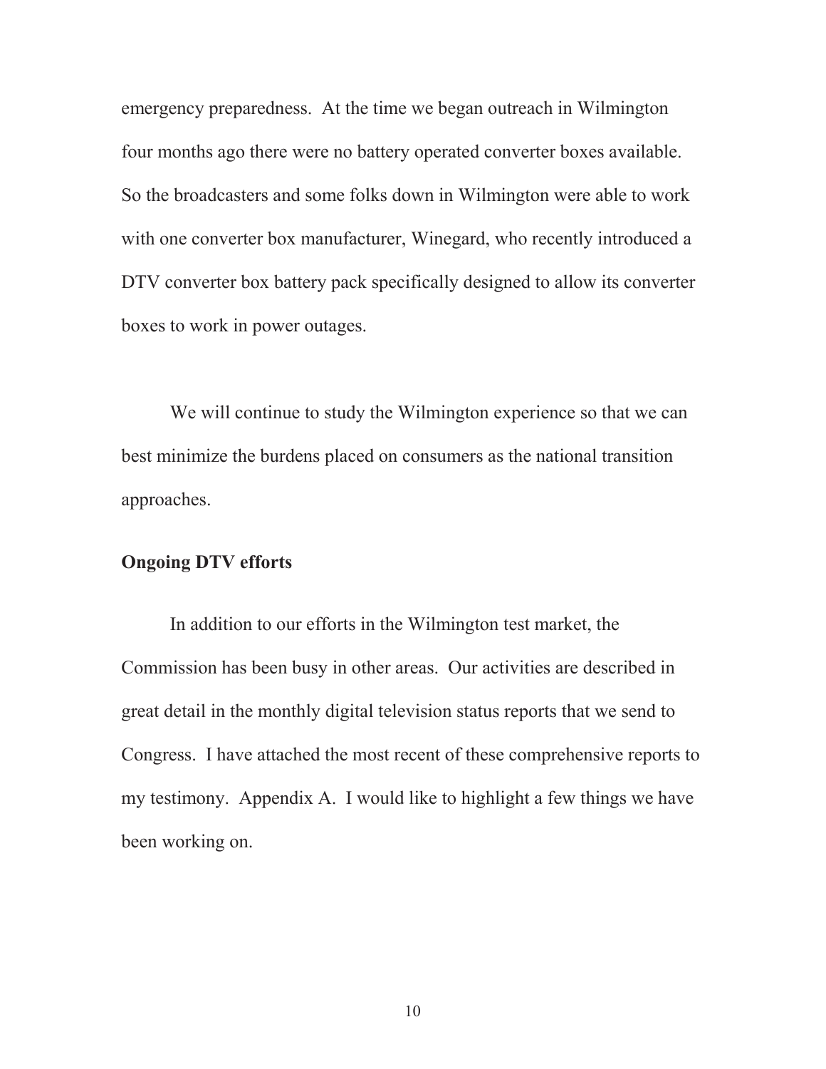emergency preparedness. At the time we began outreach in Wilmington four months ago there were no battery operated converter boxes available. So the broadcasters and some folks down in Wilmington were able to work with one converter box manufacturer, Winegard, who recently introduced a DTV converter box battery pack specifically designed to allow its converter boxes to work in power outages.

We will continue to study the Wilmington experience so that we can best minimize the burdens placed on consumers as the national transition approaches.

**Ongoing DTV efforts**

In addition to our efforts in the Wilmington test market, the Commission has been busy in other areas. Our activities are described in great detail in the monthly digital television status reports that we send to Congress. I have attached the most recent of these comprehensive reports to my testimony. Appendix A. I would like to highlight a few things we have been working on.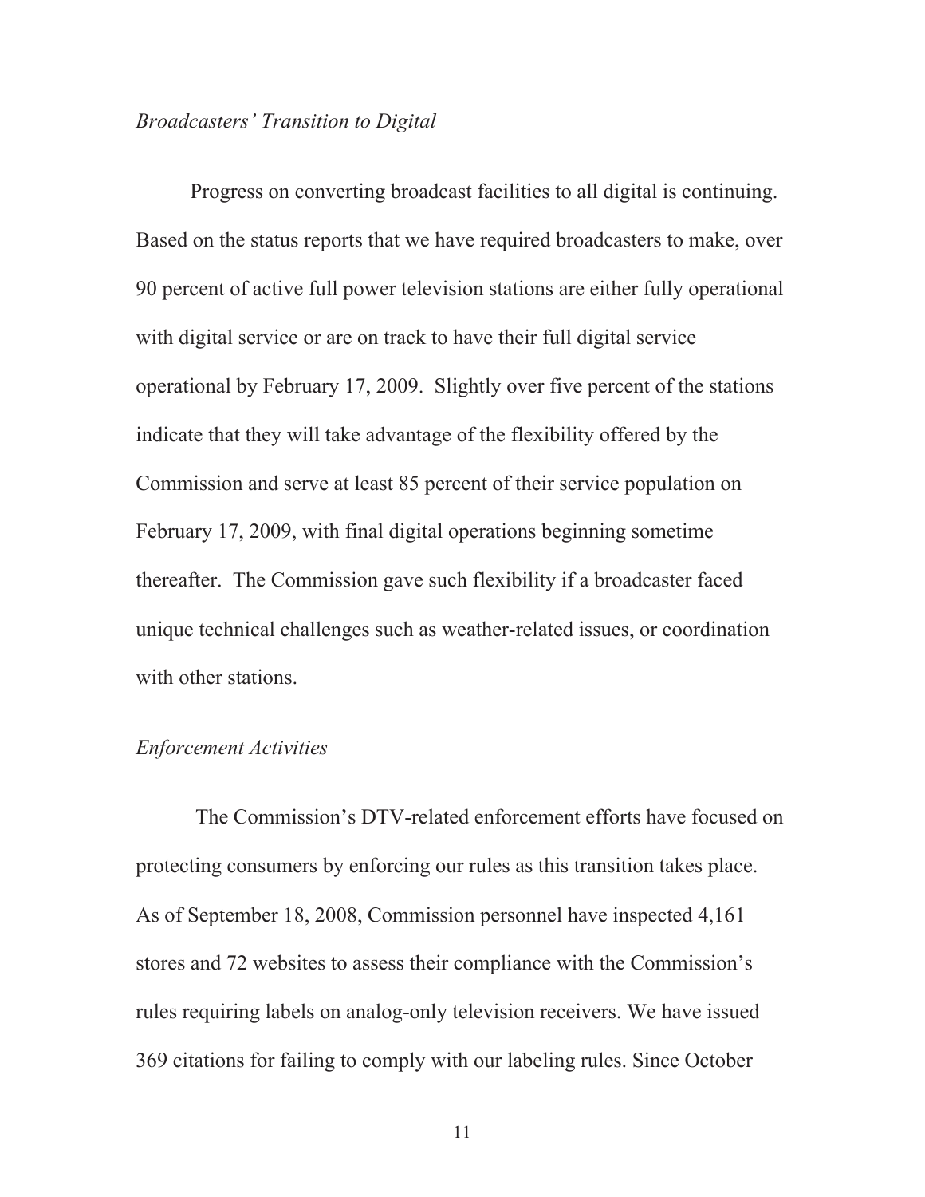*Broadcasters' Transition to Digital*

Progress on converting broadcast facilities to all digital is continuing. Based on the status reports that we have required broadcasters to make, over 90 percent of active full power television stations are either fully operational with digital service or are on track to have their full digital service operational by February 17, 2009. Slightly over five percent of the stations indicate that they will take advantage of the flexibility offered by the Commission and serve at least 85 percent of their service population on February 17, 2009, with final digital operations beginning sometime thereafter. The Commission gave such flexibility if a broadcaster faced unique technical challenges such as weather-related issues, or coordination with other stations.

*Enforcement Activities*

The Commission's DTV-related enforcement efforts have focused on protecting consumers by enforcing our rules as this transition takes place. As of September 18, 2008, Commission personnel have inspected 4,161 stores and 72 websites to assess their compliance with the Commission's rules requiring labels on analog-only television receivers. We have issued 369 citations for failing to comply with our labeling rules. Since October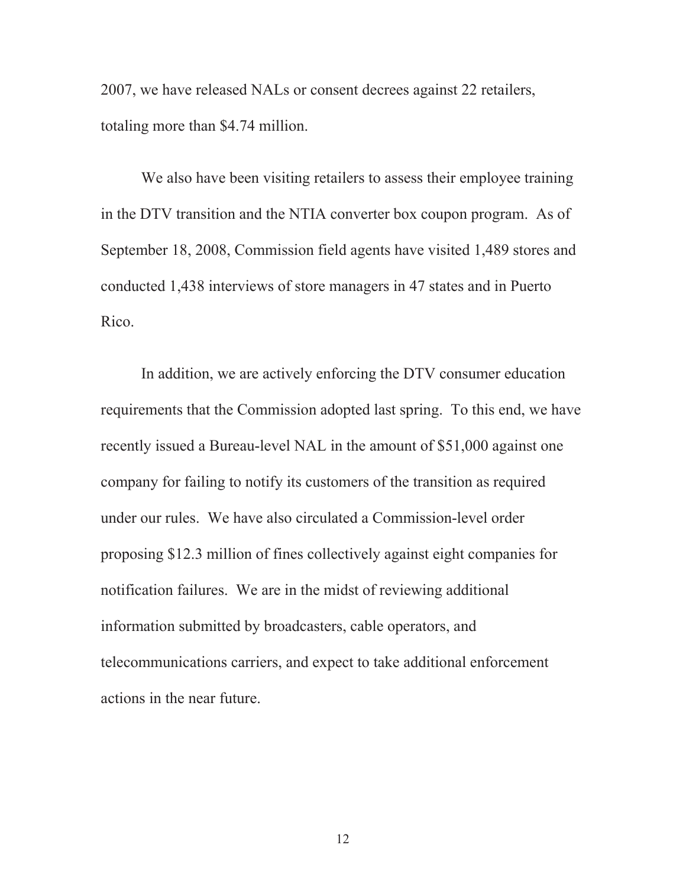2007, we have released NALs or consent decrees against 22 retailers, totaling more than $4.74 million.

We also have been visiting retailers to assess their employee training in the DTV transition and the NTIA converter box coupon program. As of September 18, 2008, Commission field agents have visited 1,489 stores and conducted 1,438 interviews of store managers in 47 states and in Puerto Rico.

In addition, we are actively enforcing the DTV consumer education requirements that the Commission adopted last spring. To this end, we have recently issued a Bureau-level NAL in the amount of $51,000 against one company for failing to notify its customers of the transition as required under our rules. We have also circulated a Commission-level order proposing $12.3 million of fines collectively against eight companies for notification failures. We are in the midst of reviewing additional information submitted by broadcasters, cable operators, and telecommunications carriers, and expect to take additional enforcement actions in the near future.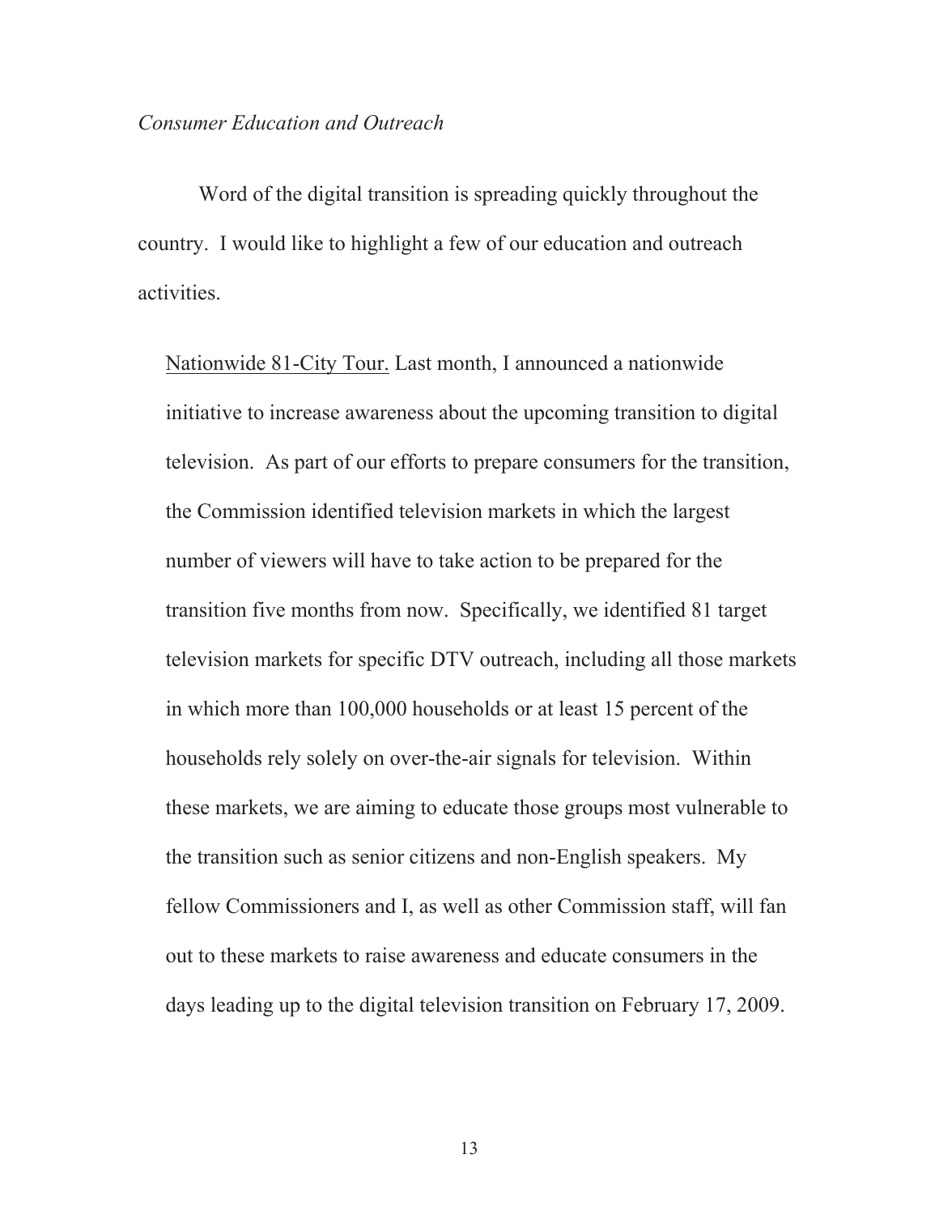*Consumer Education and Outreach*

Word of the digital transition is spreading quickly throughout the country. I would like to highlight a few of our education and outreach activities.

Nationwide 81-City Tour. Last month, I announced a nationwide initiative to increase awareness about the upcoming transition to digital television. As part of our efforts to prepare consumers for the transition, the Commission identified television markets in which the largest number of viewers will have to take action to be prepared for the transition five months from now. Specifically, we identified 81 target television markets for specific DTV outreach, including all those markets in which more than 100,000 households or at least 15 percent of the households rely solely on over-the-air signals for television. Within these markets, we are aiming to educate those groups most vulnerable to the transition such as senior citizens and non-English speakers. My fellow Commissioners and I, as well as other Commission staff, will fan out to these markets to raise awareness and educate consumers in the days leading up to the digital television transition on February 17, 2009.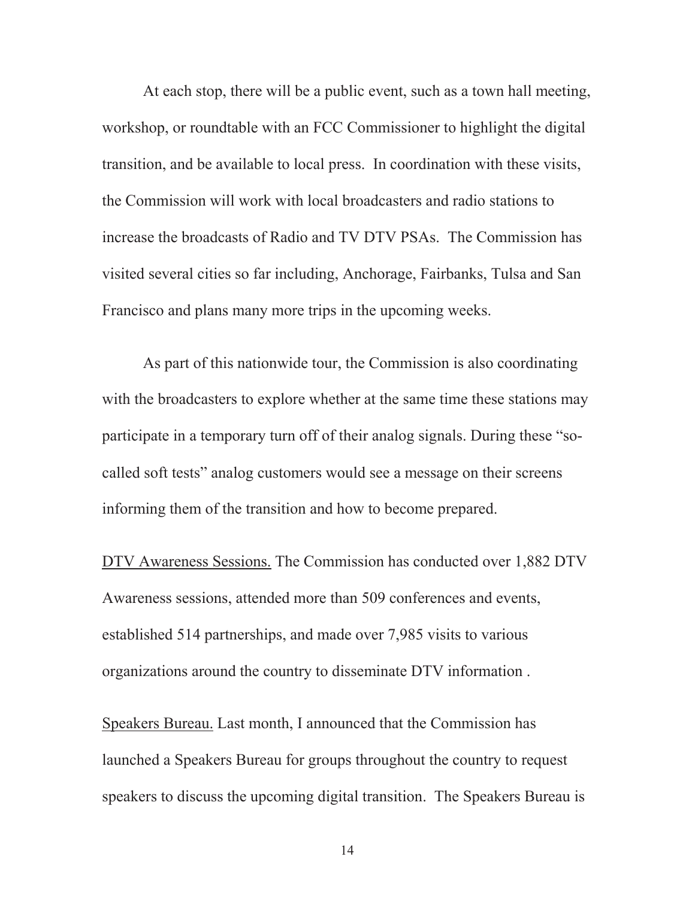At each stop, there will be a public event, such as a town hall meeting, workshop, or roundtable with an FCC Commissioner to highlight the digital transition, and be available to local press. In coordination with these visits, the Commission will work with local broadcasters and radio stations to increase the broadcasts of Radio and TV DTV PSAs. The Commission has visited several cities so far including, Anchorage, Fairbanks, Tulsa and San Francisco and plans many more trips in the upcoming weeks.

As part of this nationwide tour, the Commission is also coordinating with the broadcasters to explore whether at the same time these stations may participate in a temporary turn off of their analog signals. During these "so-called soft tests" analog customers would see a message on their screens informing them of the transition and how to become prepared.

<u>DTV Awareness Sessions.</u> The Commission has conducted over 1,882 DTV Awareness sessions, attended more than 509 conferences and events, established 514 partnerships, and made over 7,985 visits to various organizations around the country to disseminate DTV information .

<u>Speakers Bureau.</u> Last month, I announced that the Commission has launched a Speakers Bureau for groups throughout the country to request speakers to discuss the upcoming digital transition. The Speakers Bureau is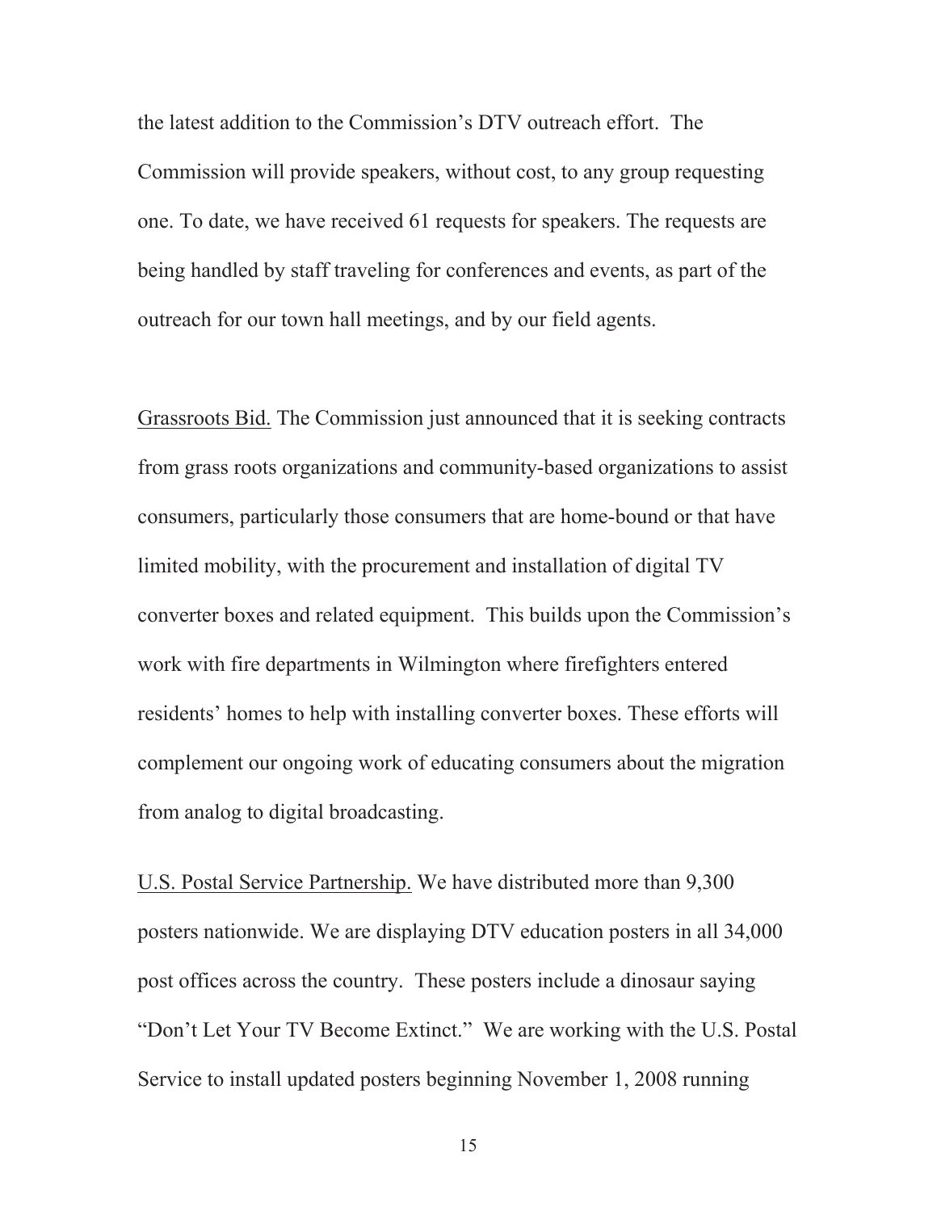the latest addition to the Commission's DTV outreach effort. The Commission will provide speakers, without cost, to any group requesting one. To date, we have received 61 requests for speakers. The requests are being handled by staff traveling for conferences and events, as part of the outreach for our town hall meetings, and by our field agents.

<u>Grassroots Bid.</u> The Commission just announced that it is seeking contracts from grass roots organizations and community-based organizations to assist consumers, particularly those consumers that are home-bound or that have limited mobility, with the procurement and installation of digital TV converter boxes and related equipment. This builds upon the Commission's work with fire departments in Wilmington where firefighters entered residents' homes to help with installing converter boxes. These efforts will complement our ongoing work of educating consumers about the migration from analog to digital broadcasting.

<u>U.S. Postal Service Partnership.</u> We have distributed more than 9,300 posters nationwide. We are displaying DTV education posters in all 34,000 post offices across the country. These posters include a dinosaur saying "Don't Let Your TV Become Extinct." We are working with the U.S. Postal Service to install updated posters beginning November 1, 2008 running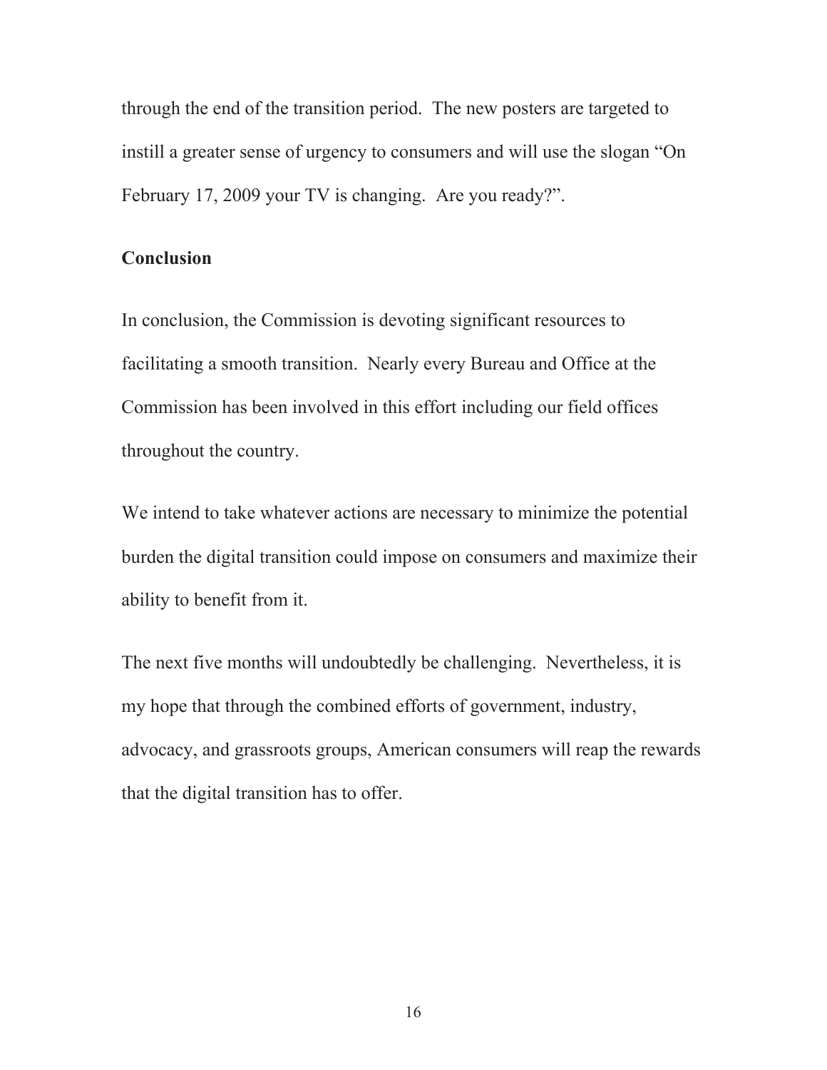through the end of the transition period. The new posters are targeted to instill a greater sense of urgency to consumers and will use the slogan "On February 17, 2009 your TV is changing. Are you ready?".

**Conclusion**

In conclusion, the Commission is devoting significant resources to facilitating a smooth transition. Nearly every Bureau and Office at the Commission has been involved in this effort including our field offices throughout the country.

We intend to take whatever actions are necessary to minimize the potential burden the digital transition could impose on consumers and maximize their ability to benefit from it.

The next five months will undoubtedly be challenging. Nevertheless, it is my hope that through the combined efforts of government, industry, advocacy, and grassroots groups, American consumers will reap the rewards that the digital transition has to offer.